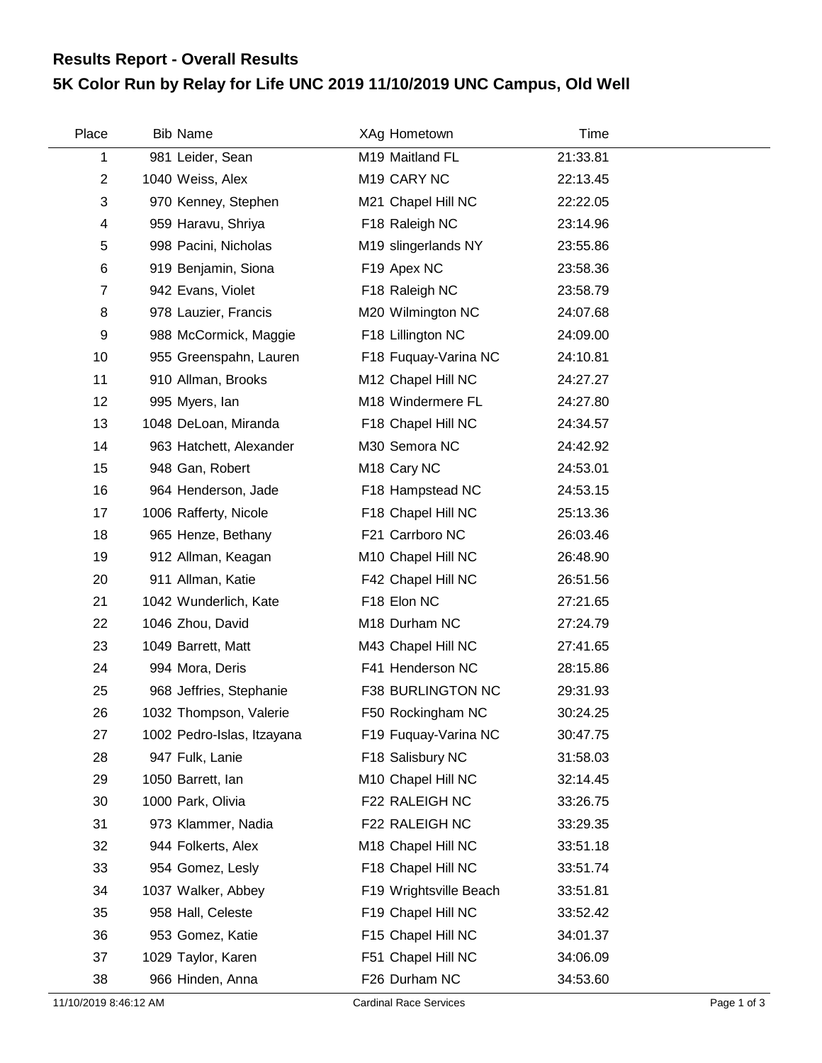## Results Report - Overall Results

# 5K Color Run by Relay for Life UNC 2019 11/10/2019 UNC Campus, Old Well

| Place | Bib | Name | XAg | Hometown | Time |
|---|---|---|---|---|---|
| 1 | 981 | Leider, Sean | M19 | Maitland FL | 21:33.81 |
| 2 | 1040 | Weiss, Alex | M19 | CARY NC | 22:13.45 |
| 3 | 970 | Kenney, Stephen | M21 | Chapel Hill NC | 22:22.05 |
| 4 | 959 | Haravu, Shriya | F18 | Raleigh NC | 23:14.96 |
| 5 | 998 | Pacini, Nicholas | M19 | slingerlands NY | 23:55.86 |
| 6 | 919 | Benjamin, Siona | F19 | Apex NC | 23:58.36 |
| 7 | 942 | Evans, Violet | F18 | Raleigh NC | 23:58.79 |
| 8 | 978 | Lauzier, Francis | M20 | Wilmington NC | 24:07.68 |
| 9 | 988 | McCormick, Maggie | F18 | Lillington NC | 24:09.00 |
| 10 | 955 | Greenspahn, Lauren | F18 | Fuquay-Varina NC | 24:10.81 |
| 11 | 910 | Allman, Brooks | M12 | Chapel Hill NC | 24:27.27 |
| 12 | 995 | Myers, Ian | M18 | Windermere FL | 24:27.80 |
| 13 | 1048 | DeLoan, Miranda | F18 | Chapel Hill NC | 24:34.57 |
| 14 | 963 | Hatchett, Alexander | M30 | Semora NC | 24:42.92 |
| 15 | 948 | Gan, Robert | M18 | Cary NC | 24:53.01 |
| 16 | 964 | Henderson, Jade | F18 | Hampstead NC | 24:53.15 |
| 17 | 1006 | Rafferty, Nicole | F18 | Chapel Hill NC | 25:13.36 |
| 18 | 965 | Henze, Bethany | F21 | Carrboro NC | 26:03.46 |
| 19 | 912 | Allman, Keagan | M10 | Chapel Hill NC | 26:48.90 |
| 20 | 911 | Allman, Katie | F42 | Chapel Hill NC | 26:51.56 |
| 21 | 1042 | Wunderlich, Kate | F18 | Elon NC | 27:21.65 |
| 22 | 1046 | Zhou, David | M18 | Durham NC | 27:24.79 |
| 23 | 1049 | Barrett, Matt | M43 | Chapel Hill NC | 27:41.65 |
| 24 | 994 | Mora, Deris | F41 | Henderson NC | 28:15.86 |
| 25 | 968 | Jeffries, Stephanie | F38 | BURLINGTON NC | 29:31.93 |
| 26 | 1032 | Thompson, Valerie | F50 | Rockingham NC | 30:24.25 |
| 27 | 1002 | Pedro-Islas, Itzayana | F19 | Fuquay-Varina NC | 30:47.75 |
| 28 | 947 | Fulk, Lanie | F18 | Salisbury NC | 31:58.03 |
| 29 | 1050 | Barrett, Ian | M10 | Chapel Hill NC | 32:14.45 |
| 30 | 1000 | Park, Olivia | F22 | RALEIGH NC | 33:26.75 |
| 31 | 973 | Klammer, Nadia | F22 | RALEIGH NC | 33:29.35 |
| 32 | 944 | Folkerts, Alex | M18 | Chapel Hill NC | 33:51.18 |
| 33 | 954 | Gomez, Lesly | F18 | Chapel Hill NC | 33:51.74 |
| 34 | 1037 | Walker, Abbey | F19 | Wrightsville Beach | 33:51.81 |
| 35 | 958 | Hall, Celeste | F19 | Chapel Hill NC | 33:52.42 |
| 36 | 953 | Gomez, Katie | F15 | Chapel Hill NC | 34:01.37 |
| 37 | 1029 | Taylor, Karen | F51 | Chapel Hill NC | 34:06.09 |
| 38 | 966 | Hinden, Anna | F26 | Durham NC | 34:53.60 |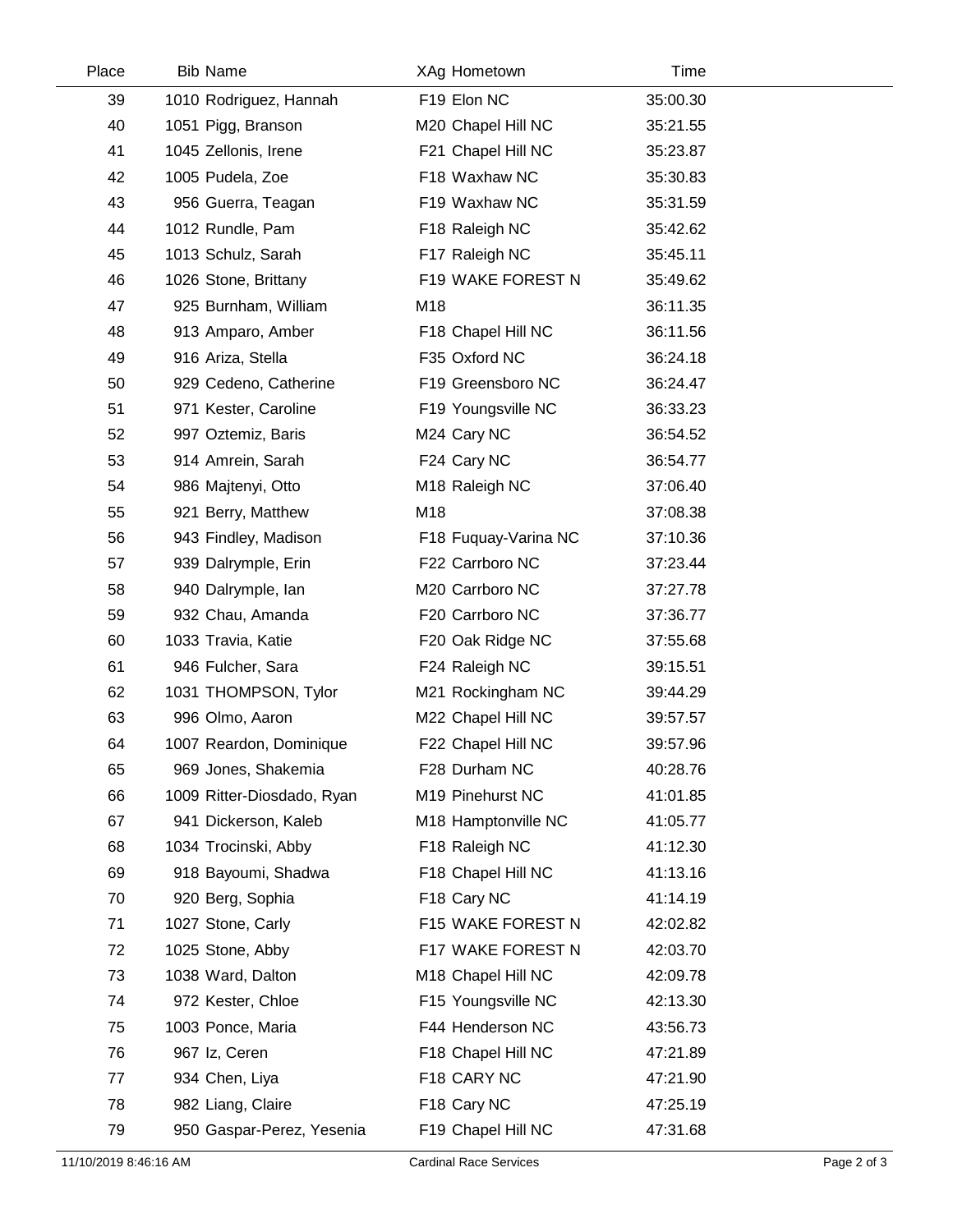| Place | Bib | Name | XAg | Hometown | Time |
|---|---|---|---|---|---|
| 39 | 1010 | Rodriguez, Hannah | F19 | Elon NC | 35:00.30 |
| 40 | 1051 | Pigg, Branson | M20 | Chapel Hill NC | 35:21.55 |
| 41 | 1045 | Zellonis, Irene | F21 | Chapel Hill NC | 35:23.87 |
| 42 | 1005 | Pudela, Zoe | F18 | Waxhaw NC | 35:30.83 |
| 43 | 956 | Guerra, Teagan | F19 | Waxhaw NC | 35:31.59 |
| 44 | 1012 | Rundle, Pam | F18 | Raleigh NC | 35:42.62 |
| 45 | 1013 | Schulz, Sarah | F17 | Raleigh NC | 35:45.11 |
| 46 | 1026 | Stone, Brittany | F19 | WAKE FOREST N | 35:49.62 |
| 47 | 925 | Burnham, William | M18 | | 36:11.35 |
| 48 | 913 | Amparo, Amber | F18 | Chapel Hill NC | 36:11.56 |
| 49 | 916 | Ariza, Stella | F35 | Oxford NC | 36:24.18 |
| 50 | 929 | Cedeno, Catherine | F19 | Greensboro NC | 36:24.47 |
| 51 | 971 | Kester, Caroline | F19 | Youngsville NC | 36:33.23 |
| 52 | 997 | Oztemiz, Baris | M24 | Cary NC | 36:54.52 |
| 53 | 914 | Amrein, Sarah | F24 | Cary NC | 36:54.77 |
| 54 | 986 | Majtenyi, Otto | M18 | Raleigh NC | 37:06.40 |
| 55 | 921 | Berry, Matthew | M18 | | 37:08.38 |
| 56 | 943 | Findley, Madison | F18 | Fuquay-Varina NC | 37:10.36 |
| 57 | 939 | Dalrymple, Erin | F22 | Carrboro NC | 37:23.44 |
| 58 | 940 | Dalrymple, Ian | M20 | Carrboro NC | 37:27.78 |
| 59 | 932 | Chau, Amanda | F20 | Carrboro NC | 37:36.77 |
| 60 | 1033 | Travia, Katie | F20 | Oak Ridge NC | 37:55.68 |
| 61 | 946 | Fulcher, Sara | F24 | Raleigh NC | 39:15.51 |
| 62 | 1031 | THOMPSON, Tylor | M21 | Rockingham NC | 39:44.29 |
| 63 | 996 | Olmo, Aaron | M22 | Chapel Hill NC | 39:57.57 |
| 64 | 1007 | Reardon, Dominique | F22 | Chapel Hill NC | 39:57.96 |
| 65 | 969 | Jones, Shakemia | F28 | Durham NC | 40:28.76 |
| 66 | 1009 | Ritter-Diosdado, Ryan | M19 | Pinehurst NC | 41:01.85 |
| 67 | 941 | Dickerson, Kaleb | M18 | Hamptonville NC | 41:05.77 |
| 68 | 1034 | Trocinski, Abby | F18 | Raleigh NC | 41:12.30 |
| 69 | 918 | Bayoumi, Shadwa | F18 | Chapel Hill NC | 41:13.16 |
| 70 | 920 | Berg, Sophia | F18 | Cary NC | 41:14.19 |
| 71 | 1027 | Stone, Carly | F15 | WAKE FOREST N | 42:02.82 |
| 72 | 1025 | Stone, Abby | F17 | WAKE FOREST N | 42:03.70 |
| 73 | 1038 | Ward, Dalton | M18 | Chapel Hill NC | 42:09.78 |
| 74 | 972 | Kester, Chloe | F15 | Youngsville NC | 42:13.30 |
| 75 | 1003 | Ponce, Maria | F44 | Henderson NC | 43:56.73 |
| 76 | 967 | Iz, Ceren | F18 | Chapel Hill NC | 47:21.89 |
| 77 | 934 | Chen, Liya | F18 | CARY NC | 47:21.90 |
| 78 | 982 | Liang, Claire | F18 | Cary NC | 47:25.19 |
| 79 | 950 | Gaspar-Perez, Yesenia | F19 | Chapel Hill NC | 47:31.68 |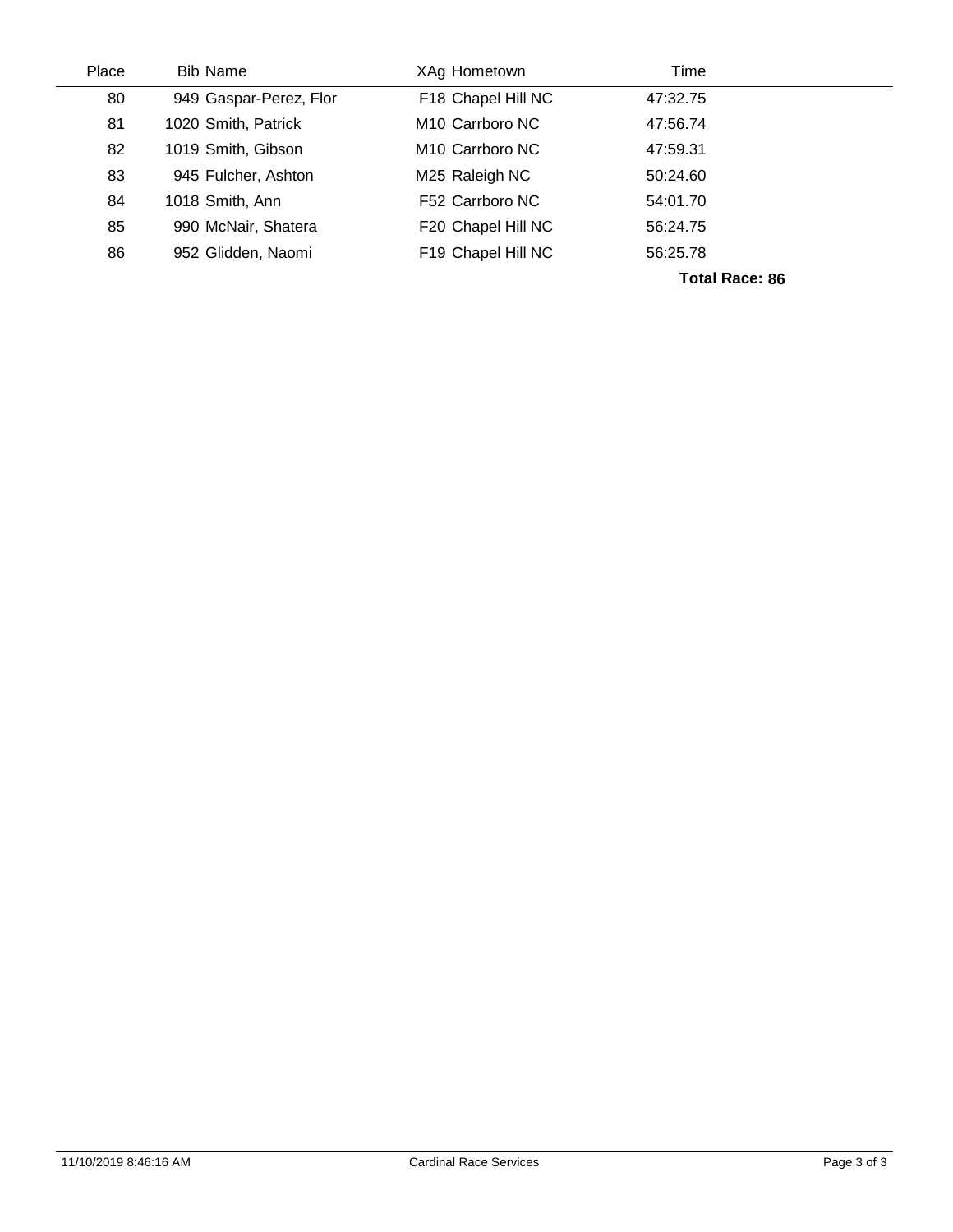| Place | Bib | Name | XAg | Hometown | Time |
|---|---|---|---|---|---|
| 80 | 949 | Gaspar-Perez, Flor | F18 | Chapel Hill NC | 47:32.75 |
| 81 | 1020 | Smith, Patrick | M10 | Carrboro NC | 47:56.74 |
| 82 | 1019 | Smith, Gibson | M10 | Carrboro NC | 47:59.31 |
| 83 | 945 | Fulcher, Ashton | M25 | Raleigh NC | 50:24.60 |
| 84 | 1018 | Smith, Ann | F52 | Carrboro NC | 54:01.70 |
| 85 | 990 | McNair, Shatera | F20 | Chapel Hill NC | 56:24.75 |
| 86 | 952 | Glidden, Naomi | F19 | Chapel Hill NC | 56:25.78 |

**Total Race: 86**

11/10/2019 8:46:16 AM Cardinal Race Services